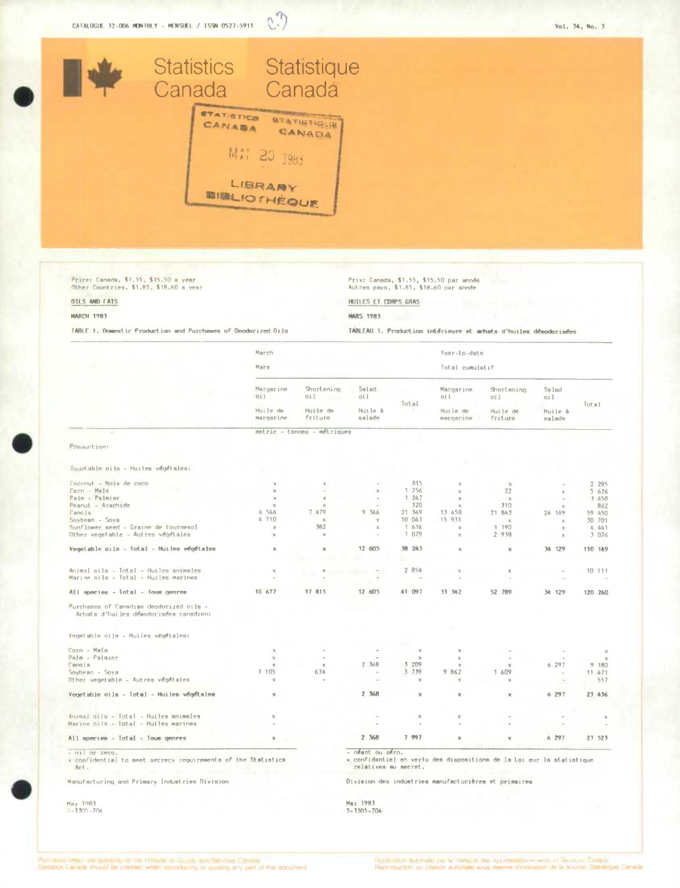CATALOGUE 32-006 MONTHLY - MENSUEL / ISSN 0527-5911

Vol. 34, No. 3

# Statistics Canada / Statistique Canada

STATISTICS CANADA / STATISTIQUE CANADA
MAY 20 1983
LIBRARY / BIBLIOTHÈQUE

Price: Canada, $1.55, $15.50 a year
Other Countries, $1.85, $18.60 a year

Prix: Canada, $1.55, $15.50 par année
Autres pays, $1.85, $18.60 par année

## OILS AND FATS / HUILES ET CORPS GRAS

MARCH 1983 / MARS 1983

TABLE 1. Domestic Production and Purchases of Deodorized Oils

TABLEAU 1. Production intérieure et achats d'huiles désodorisées

| | March / Mars | | | | Year-to-date / Total cumulatif | | | |
|---|---|---|---|---|---|---|---|---|
| | Margarine oil / Huile de margarine | Shortening oil / Huile de friture | Salad oil / Huile à salade | Total | Margarine oil / Huile de margarine | Shortening oil / Huile de friture | Salad oil / Huile à salade | Total |
| | metric - tonnes - métriques | | | | | | | |
| **Production:** | | | | | | | | |
| Vegetable oils - Huiles végétales: | | | | | | | | |
| Coconut - Noix de coco | x | x | - | 815 | x | x | - | 2 285 |
| Corn - Maïs | x | - | x | 1 756 | x | 22 | x | 5 676 |
| Palm - Palmier | x | x | - | 1 247 | x | x | - | 3 658 |
| Peanut - Arachide | x | x | - | 320 | x | 310 | x | 862 |
| Canola | 4 544 | 7 479 | 9 346 | 21 369 | 13 458 | 21 843 | 24 149 | 59 450 |
| Soybean - Soya | 4 710 | x | x | 10 043 | 15 931 | x | x | 30 701 |
| Sunflower seed - Graine de tournesol | x | 382 | x | 1 614 | x | 1 190 | x | 4 441 |
| Other vegetable - Autres végétales | x | x | - | 1 079 | x | 2 938 | x | 3 076 |
| **Vegetable oils - Total - Huiles végétales** | x | x | 12 605 | 38 243 | x | x | 34 129 | 110 149 |
| Animal oils - Total - Huiles animales | x | x | - | 2 854 | x | x | - | 10 111 |
| Marine oils - Total - Huiles marines | - | - | - | - | - | - | - | - |
| **All species - Total - Tous genres** | 10 677 | 17 815 | 12 605 | 41 097 | 33 342 | 52 789 | 34 129 | 120 260 |
| **Purchases of Canadian deodorized oils - Achats d'huiles désodorisées canadien:** | | | | | | | | |
| Vegetable oils - Huiles végétales: | | | | | | | | |
| Corn - Maïs | x | - | - | x | x | - | - | x |
| Palm - Palmier | x | - | - | x | x | - | - | x |
| Canola | x | x | 2 368 | 3 209 | x | x | 6 297 | 9 180 |
| Soybean - Soya | 3 105 | 634 | - | 3 739 | 9 862 | 1 609 | - | 11 471 |
| Other vegetable - Autres végétales | x | - | - | x | x | x | - | 557 |
| **Vegetable oils - Total - Huiles végétales** | x | x | 2 368 | x | x | x | 6 297 | 23 436 |
| Animal oils - Total - Huiles animales | x | - | - | x | x | - | - | x |
| Marine oils - Total - Huiles marines | - | - | - | - | - | - | - | - |
| **All species - Total - Tous genres** | x | x | 2 368 | 7 997 | x | x | 6 297 | 23 523 |

- nil or zero.
x confidential to meet secrecy requirements of the Statistics Act.

- néant ou zéro.
x confidentiel en vertu des dispositions de la Loi sur la statistique relatives au secret.

Manufacturing and Primary Industries Division

Division des industries manufacturières et primaires

May 1983
5-3305-706

Mai 1983
5-3305-706

Published under the authority of the Minister of Supply and Services Canada
Statistics Canada should be credited when reproducing or quoting any part of this document

Publication autorisée par le ministre des Approvisionnements et Services Canada
Reproduction ou citation autorisée sous réserve d'indication de la source: Statistique Canada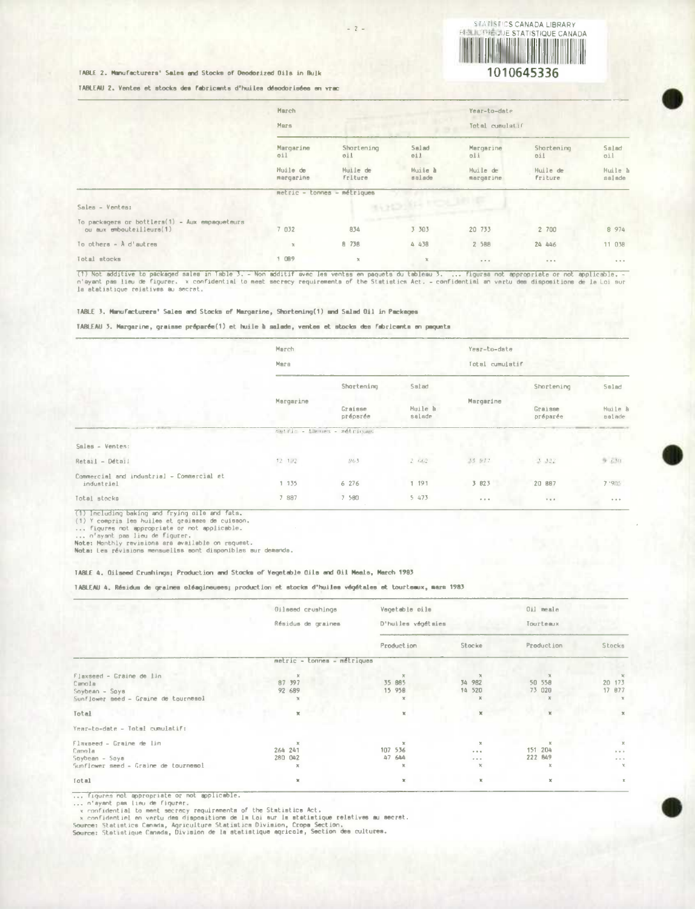TABLE 2. Manufacturers' Sales and Stocks of Deodorized Oils in Bulk

TABLEAU 2. Ventes et stocks des fabricants d'huiles désodorisées en vrac

| | March | | | Year-to-date | | |
|---|---|---|---|---|---|---|
| | Mars | | | Total cumulatif | | |
| | Margarine oil<br>Huile de margarine | Shortening oil<br>Huile de friture | Salad oil<br>Huile à salade | Margarine oil<br>Huile de margarine | Shortening oil<br>Huile de friture | Salad oil<br>Huile à salade |
| | metric - tonnes - métriques | | | | | |
| Sales - Ventes: | | | | | | |
| To packagers or bottlers(1) - Aux empaqueteurs ou aux embouteilleurs(1) | 7 032 | 834 | 3 303 | 20 733 | 2 700 | 8 974 |
| To others - À d'autres | x | 8 738 | 4 438 | 2 588 | 24 446 | 11 038 |
| Total stocks | 1 089 | x | x | ... | ... | ... |

(1) Not additive to packaged sales in Table 3. - Non additif avec les ventes en paquets du tableau 3. ... figures not appropriate or not applicable. - n'ayant pas lieu de figurer. x confidential to meet secrecy requirements of the Statistics Act. - confidentiel en vertu des dispositions de la Loi sur la statistique relatives au secret.

TABLE 3. Manufacturers' Sales and Stocks of Margarine, Shortening(1) and Salad Oil in Packages

TABLEAU 3. Margarine, graisse préparée(1) et huile à salade, ventes et stocks des fabricants en paquets

| | March | | | Year-to-date | | |
|---|---|---|---|---|---|---|
| | Mars | | | Total cumulatif | | |
| | Margarine | Shortening<br>Graisse préparée | Salad<br>Huile à salade | Margarine | Shortening<br>Graisse préparée | Salad<br>Huile à salade |
| | metric - tonnes - métriques | | | | | |
| Sales - Ventes: | | | | | | |
| Retail - Détail | 12 102 | 963 | 2 662 | 33 977 | 3 322 | 9 230 |
| Commercial and industrial - Commercial et industriel | 1 135 | 6 276 | 1 191 | 3 823 | 20 887 | 7 905 |
| Total stocks | 7 887 | 7 580 | 5 473 | ... | ... | ... |

(1) Including baking and frying oils and fats.
(1) Y compris les huiles et graisses de cuisson.
... figures not appropriate or not applicable.
... n'ayant pas lieu de figurer.
Note: Monthly revisions are available on request.
Nota: Les révisions mensuelles sont disponibles sur demande.

TABLE 4. Oilseed Crushings; Production and Stocks of Vegetable Oils and Oil Meals, March 1983

TABLEAU 4. Résidus de graines oléagineuses; production et stocks d'huiles végétales et tourteaux, mars 1983

| | Oilseed crushings<br>Résidus de graines | Vegetable oils<br>D'huiles végétales | | Oil meals<br>Tourteaux | |
|---|---|---|---|---|---|
| | | Production | Stocks | Production | Stocks |
| | metric - tonnes - métriques | | | | |
| Flaxseed - Graine de lin | x | x | x | x | x |
| Canola | 87 397 | 35 885 | 34 982 | 50 558 | 20 173 |
| Soybean - Soya | 92 689 | 15 958 | 14 520 | 73 020 | 17 877 |
| Sunflower seed - Graine de tournesol | x | x | x | x | x |
| Total | x | x | x | x | x |
| Year-to-date - Total cumulatif: | | | | | |
| Flaxseed - Graine de lin | x | x | x | x | x |
| Canola | 264 241 | 107 536 | ... | 151 204 | ... |
| Soybean - Soya | 280 042 | 47 644 | ... | 222 849 | ... |
| Sunflower seed - Graine de tournesol | x | x | x | x | x |
| Total | x | x | x | x | x |

... figures not appropriate or not applicable.
... n'ayant pas lieu de figurer.
x confidential to meet secrecy requirements of the Statistics Act.
x confidentiel en vertu des dispositions de la Loi sur la statistique relatives au secret.
Source: Statistics Canada, Agriculture Statistics Division, Crops Section.
Source: Statistique Canada, Division de la statistique agricole, Section des cultures.